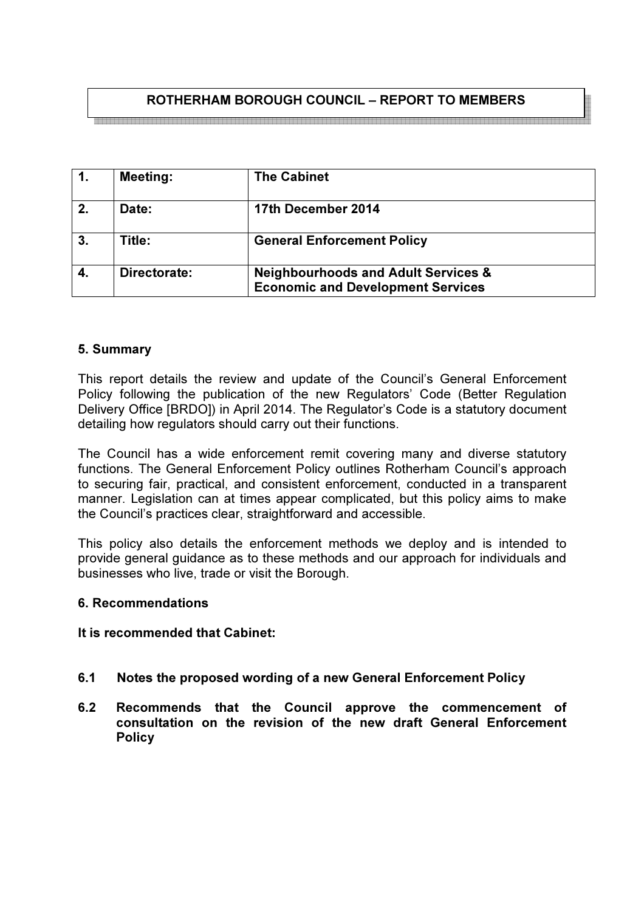**ROTHERHAM BOROUGH COUNCIL – REPORT TO MEMBERS**

| 1. | Meeting: | The Cabinet |
|---|---|---|
| 2. | Date: | 17th December 2014 |
| 3. | Title: | General Enforcement Policy |
| 4. | Directorate: | Neighbourhoods and Adult Services & Economic and Development Services |

## 5. Summary

This report details the review and update of the Council's General Enforcement Policy following the publication of the new Regulators' Code (Better Regulation Delivery Office [BRDO]) in April 2014. The Regulator's Code is a statutory document detailing how regulators should carry out their functions.

The Council has a wide enforcement remit covering many and diverse statutory functions. The General Enforcement Policy outlines Rotherham Council's approach to securing fair, practical, and consistent enforcement, conducted in a transparent manner. Legislation can at times appear complicated, but this policy aims to make the Council's practices clear, straightforward and accessible.

This policy also details the enforcement methods we deploy and is intended to provide general guidance as to these methods and our approach for individuals and businesses who live, trade or visit the Borough.

## 6. Recommendations

**It is recommended that Cabinet:**

**6.1 Notes the proposed wording of a new General Enforcement Policy**

**6.2 Recommends that the Council approve the commencement of consultation on the revision of the new draft General Enforcement Policy**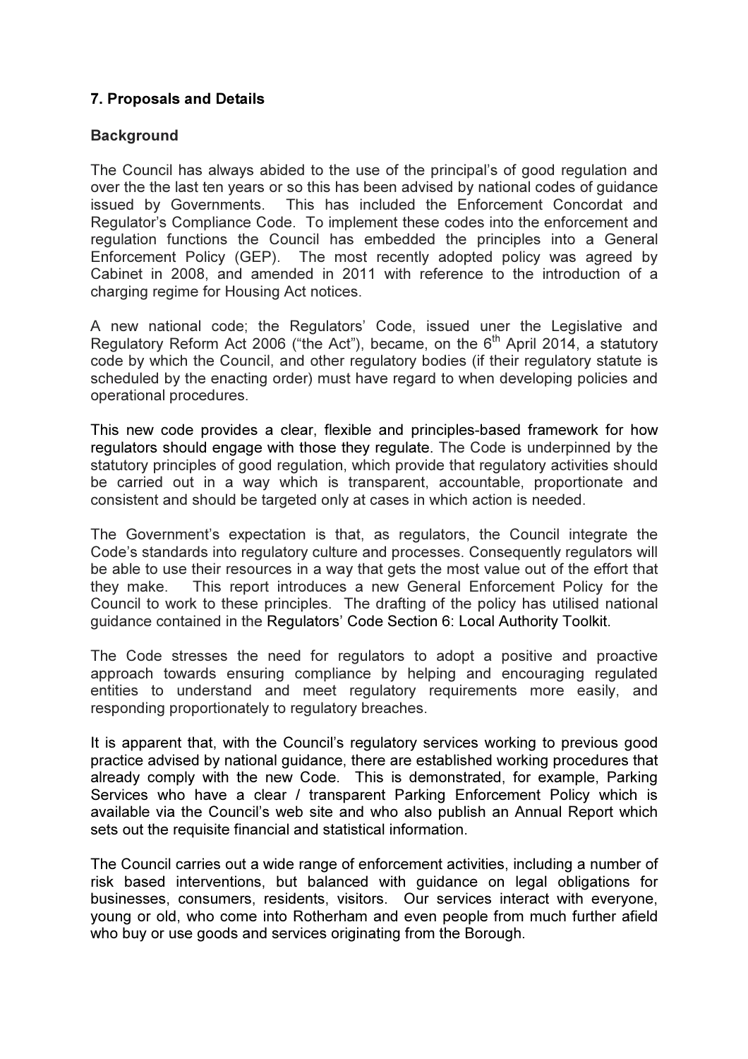**7. Proposals and Details**

**Background**

The Council has always abided to the use of the principal's of good regulation and over the the last ten years or so this has been advised by national codes of guidance issued by Governments. This has included the Enforcement Concordat and Regulator's Compliance Code. To implement these codes into the enforcement and regulation functions the Council has embedded the principles into a General Enforcement Policy (GEP). The most recently adopted policy was agreed by Cabinet in 2008, and amended in 2011 with reference to the introduction of a charging regime for Housing Act notices.

A new national code; the Regulators' Code, issued uner the Legislative and Regulatory Reform Act 2006 ("the Act"), became, on the 6th April 2014, a statutory code by which the Council, and other regulatory bodies (if their regulatory statute is scheduled by the enacting order) must have regard to when developing policies and operational procedures.

This new code provides a clear, flexible and principles-based framework for how regulators should engage with those they regulate. The Code is underpinned by the statutory principles of good regulation, which provide that regulatory activities should be carried out in a way which is transparent, accountable, proportionate and consistent and should be targeted only at cases in which action is needed.

The Government's expectation is that, as regulators, the Council integrate the Code's standards into regulatory culture and processes. Consequently regulators will be able to use their resources in a way that gets the most value out of the effort that they make. This report introduces a new General Enforcement Policy for the Council to work to these principles. The drafting of the policy has utilised national guidance contained in the Regulators' Code Section 6: Local Authority Toolkit.

The Code stresses the need for regulators to adopt a positive and proactive approach towards ensuring compliance by helping and encouraging regulated entities to understand and meet regulatory requirements more easily, and responding proportionately to regulatory breaches.

It is apparent that, with the Council's regulatory services working to previous good practice advised by national guidance, there are established working procedures that already comply with the new Code. This is demonstrated, for example, Parking Services who have a clear / transparent Parking Enforcement Policy which is available via the Council's web site and who also publish an Annual Report which sets out the requisite financial and statistical information.

The Council carries out a wide range of enforcement activities, including a number of risk based interventions, but balanced with guidance on legal obligations for businesses, consumers, residents, visitors. Our services interact with everyone, young or old, who come into Rotherham and even people from much further afield who buy or use goods and services originating from the Borough.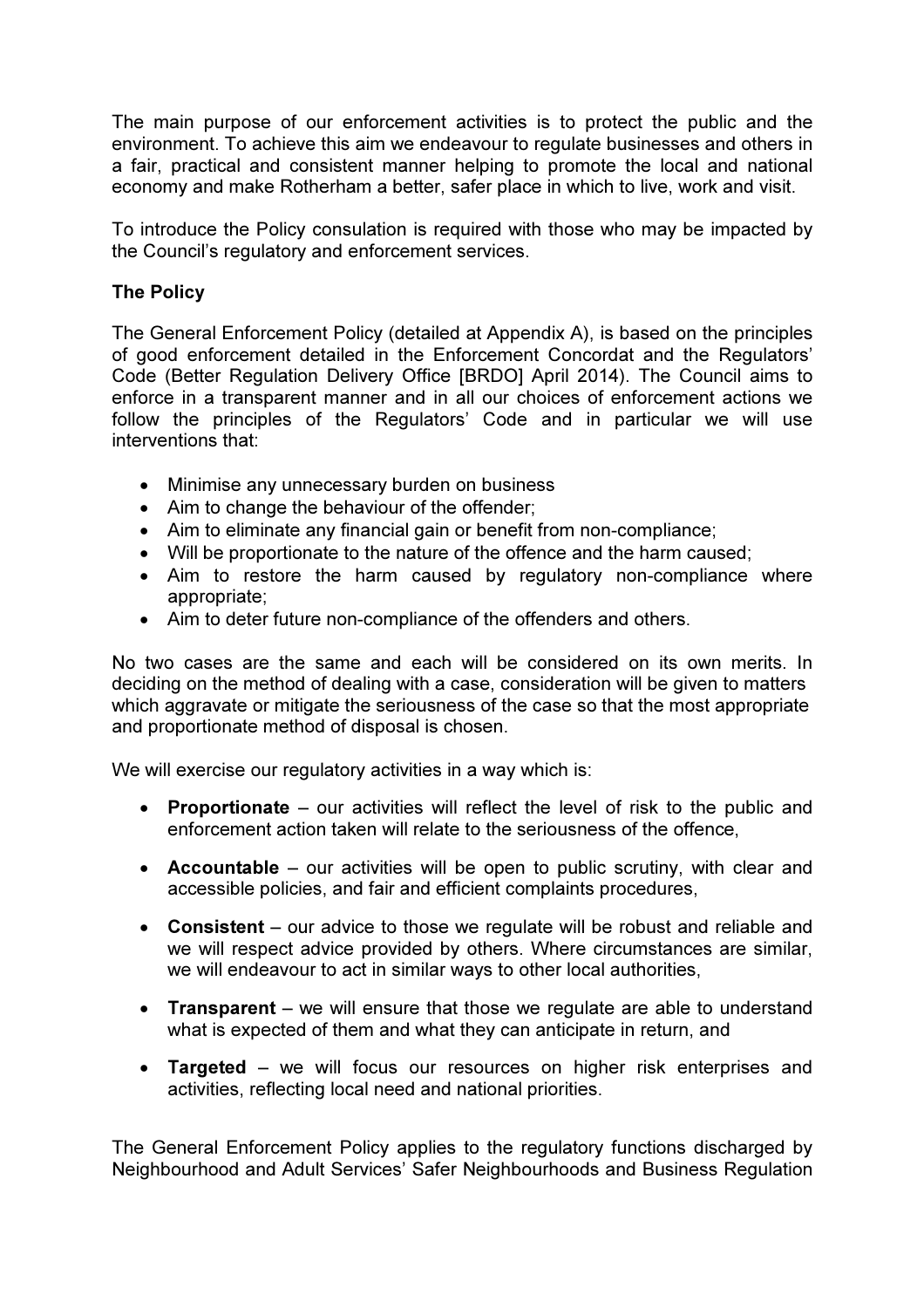The main purpose of our enforcement activities is to protect the public and the environment. To achieve this aim we endeavour to regulate businesses and others in a fair, practical and consistent manner helping to promote the local and national economy and make Rotherham a better, safer place in which to live, work and visit.

To introduce the Policy consulation is required with those who may be impacted by the Council's regulatory and enforcement services.

**The Policy**

The General Enforcement Policy (detailed at Appendix A), is based on the principles of good enforcement detailed in the Enforcement Concordat and the Regulators' Code (Better Regulation Delivery Office [BRDO] April 2014). The Council aims to enforce in a transparent manner and in all our choices of enforcement actions we follow the principles of the Regulators' Code and in particular we will use interventions that:

- Minimise any unnecessary burden on business
- Aim to change the behaviour of the offender;
- Aim to eliminate any financial gain or benefit from non-compliance;
- Will be proportionate to the nature of the offence and the harm caused;
- Aim to restore the harm caused by regulatory non-compliance where appropriate;
- Aim to deter future non-compliance of the offenders and others.

No two cases are the same and each will be considered on its own merits. In deciding on the method of dealing with a case, consideration will be given to matters which aggravate or mitigate the seriousness of the case so that the most appropriate and proportionate method of disposal is chosen.

We will exercise our regulatory activities in a way which is:

- **Proportionate** – our activities will reflect the level of risk to the public and enforcement action taken will relate to the seriousness of the offence,
- **Accountable** – our activities will be open to public scrutiny, with clear and accessible policies, and fair and efficient complaints procedures,
- **Consistent** – our advice to those we regulate will be robust and reliable and we will respect advice provided by others. Where circumstances are similar, we will endeavour to act in similar ways to other local authorities,
- **Transparent** – we will ensure that those we regulate are able to understand what is expected of them and what they can anticipate in return, and
- **Targeted** – we will focus our resources on higher risk enterprises and activities, reflecting local need and national priorities.

The General Enforcement Policy applies to the regulatory functions discharged by Neighbourhood and Adult Services' Safer Neighbourhoods and Business Regulation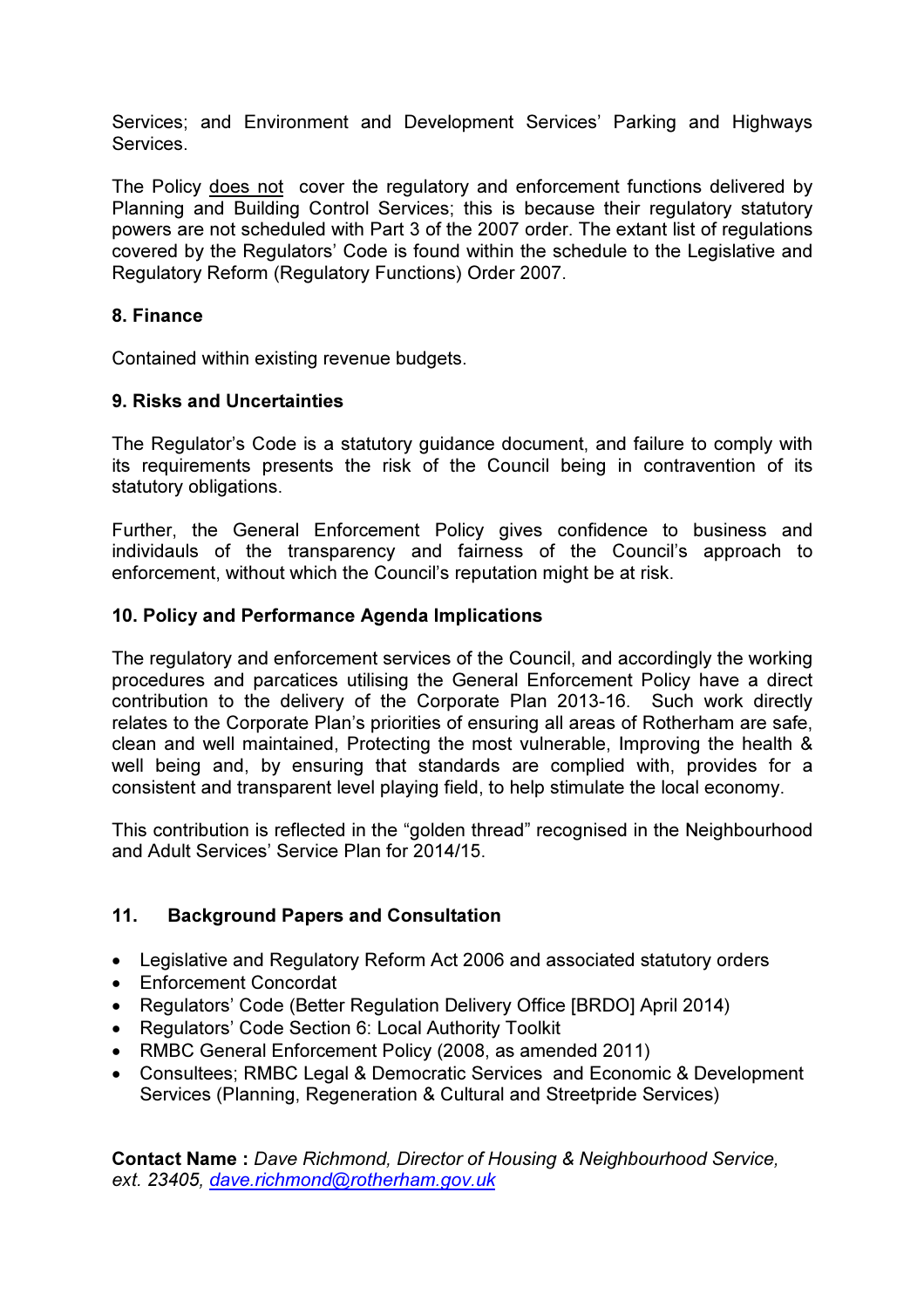Services; and Environment and Development Services' Parking and Highways Services.

The Policy <u>does not</u> cover the regulatory and enforcement functions delivered by Planning and Building Control Services; this is because their regulatory statutory powers are not scheduled with Part 3 of the 2007 order. The extant list of regulations covered by the Regulators' Code is found within the schedule to the Legislative and Regulatory Reform (Regulatory Functions) Order 2007.

**8. Finance**

Contained within existing revenue budgets.

**9. Risks and Uncertainties**

The Regulator's Code is a statutory guidance document, and failure to comply with its requirements presents the risk of the Council being in contravention of its statutory obligations.

Further, the General Enforcement Policy gives confidence to business and individauls of the transparency and fairness of the Council's approach to enforcement, without which the Council's reputation might be at risk.

**10. Policy and Performance Agenda Implications**

The regulatory and enforcement services of the Council, and accordingly the working procedures and parcatices utilising the General Enforcement Policy have a direct contribution to the delivery of the Corporate Plan 2013-16. Such work directly relates to the Corporate Plan's priorities of ensuring all areas of Rotherham are safe, clean and well maintained, Protecting the most vulnerable, Improving the health & well being and, by ensuring that standards are complied with, provides for a consistent and transparent level playing field, to help stimulate the local economy.

This contribution is reflected in the "golden thread" recognised in the Neighbourhood and Adult Services' Service Plan for 2014/15.

**11. Background Papers and Consultation**

- Legislative and Regulatory Reform Act 2006 and associated statutory orders
- Enforcement Concordat
- Regulators' Code (Better Regulation Delivery Office [BRDO] April 2014)
- Regulators' Code Section 6: Local Authority Toolkit
- RMBC General Enforcement Policy (2008, as amended 2011)
- Consultees; RMBC Legal & Democratic Services and Economic & Development Services (Planning, Regeneration & Cultural and Streetpride Services)

**Contact Name :** *Dave Richmond, Director of Housing & Neighbourhood Service, ext. 23405, dave.richmond@rotherham.gov.uk*